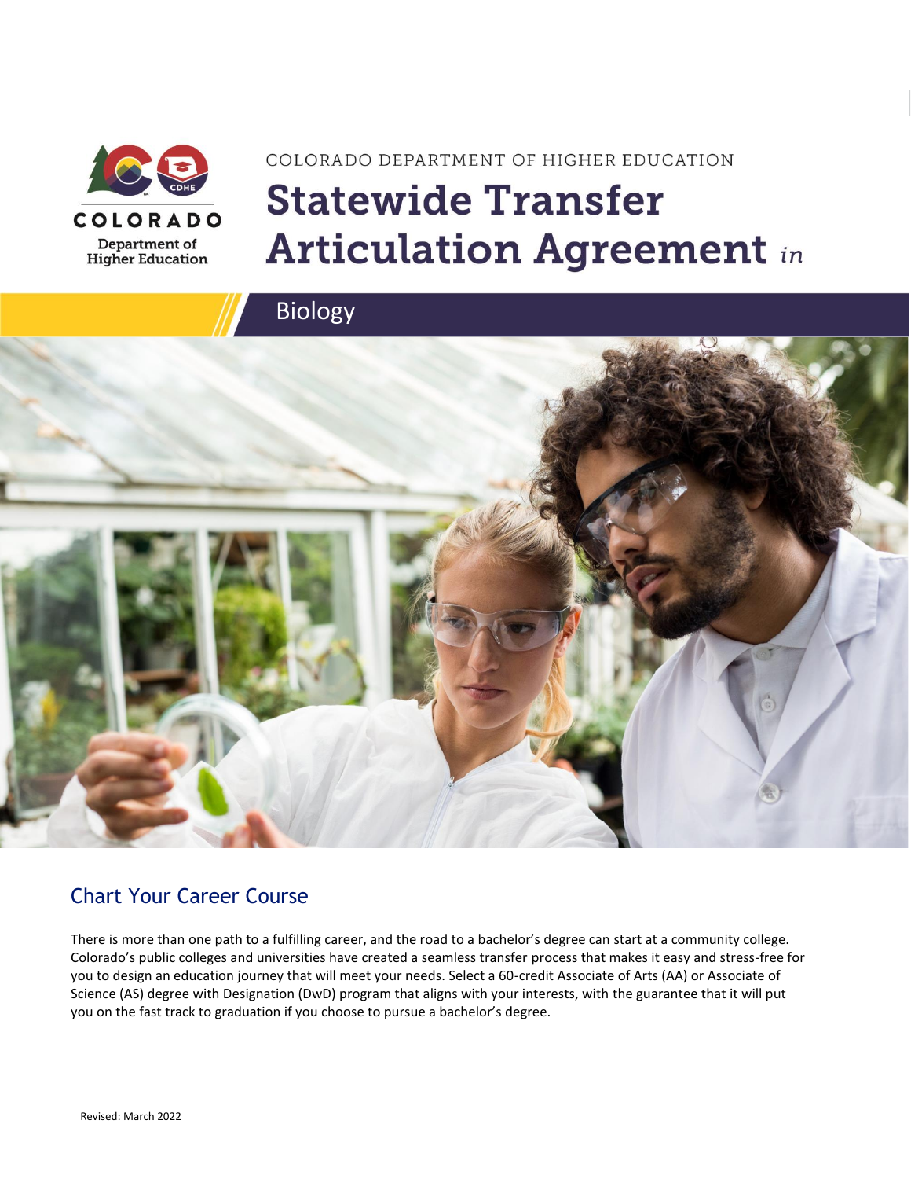COLORADO

Department of Higher Education

COLORADO DEPARTMENT OF HIGHER EDUCATION

# Statewide Transfer Articulation Agreement *in*

## Biology

## Chart Your Career Course

There is more than one path to a fulfilling career, and the road to a bachelor's degree can start at a community college. Colorado's public colleges and universities have created a seamless transfer process that makes it easy and stress-free for you to design an education journey that will meet your needs. Select a 60-credit Associate of Arts (AA) or Associate of Science (AS) degree with Designation (DwD) program that aligns with your interests, with the guarantee that it will put you on the fast track to graduation if you choose to pursue a bachelor's degree.

Revised: March 2022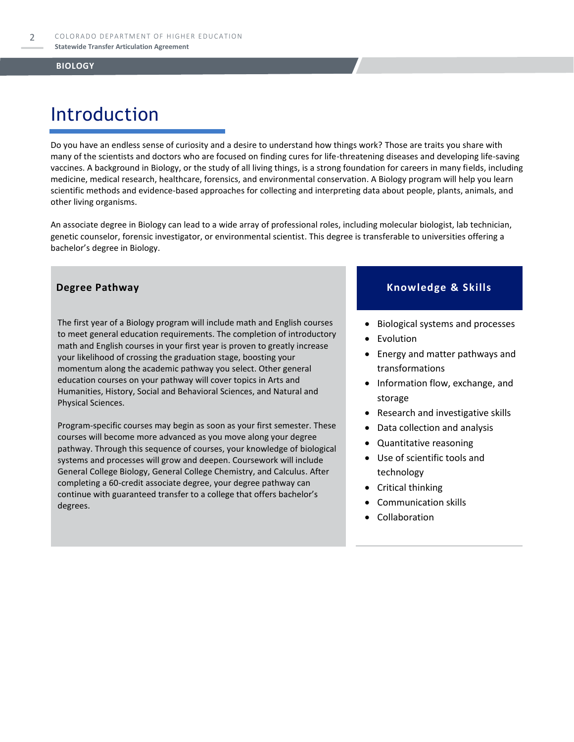# Introduction

Do you have an endless sense of curiosity and a desire to understand how things work? Those are traits you share with many of the scientists and doctors who are focused on finding cures for life-threatening diseases and developing life-saving vaccines. A background in Biology, or the study of all living things, is a strong foundation for careers in many fields, including medicine, medical research, healthcare, forensics, and environmental conservation. A Biology program will help you learn scientific methods and evidence-based approaches for collecting and interpreting data about people, plants, animals, and other living organisms.

An associate degree in Biology can lead to a wide array of professional roles, including molecular biologist, lab technician, genetic counselor, forensic investigator, or environmental scientist. This degree is transferable to universities offering a bachelor's degree in Biology.

## Degree Pathway

The first year of a Biology program will include math and English courses to meet general education requirements. The completion of introductory math and English courses in your first year is proven to greatly increase your likelihood of crossing the graduation stage, boosting your momentum along the academic pathway you select. Other general education courses on your pathway will cover topics in Arts and Humanities, History, Social and Behavioral Sciences, and Natural and Physical Sciences.

Program-specific courses may begin as soon as your first semester. These courses will become more advanced as you move along your degree pathway. Through this sequence of courses, your knowledge of biological systems and processes will grow and deepen. Coursework will include General College Biology, General College Chemistry, and Calculus. After completing a 60-credit associate degree, your degree pathway can continue with guaranteed transfer to a college that offers bachelor's degrees.

## Knowledge & Skills

- Biological systems and processes
- Evolution
- Energy and matter pathways and transformations
- Information flow, exchange, and storage
- Research and investigative skills
- Data collection and analysis
- Quantitative reasoning
- Use of scientific tools and technology
- Critical thinking
- Communication skills
- Collaboration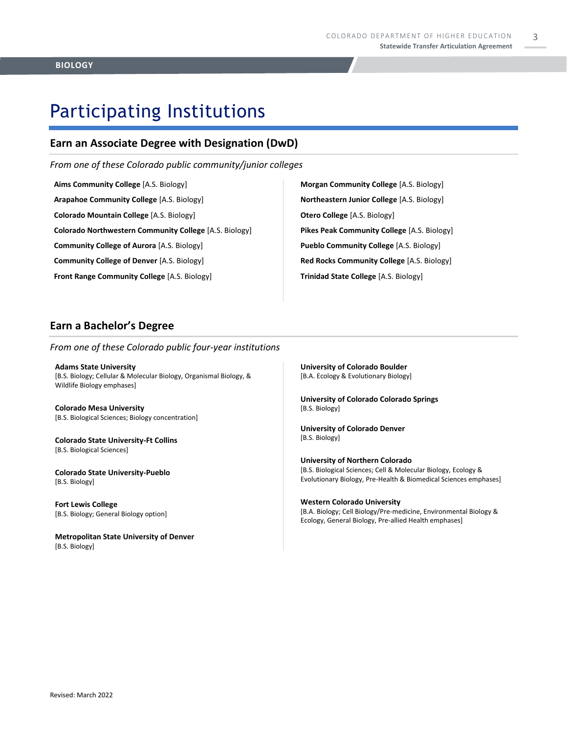# Participating Institutions

## Earn an Associate Degree with Designation (DwD)

*From one of these Colorado public community/junior colleges*

**Aims Community College** [A.S. Biology]

**Arapahoe Community College** [A.S. Biology]

**Colorado Mountain College** [A.S. Biology]

**Colorado Northwestern Community College** [A.S. Biology]

**Community College of Aurora** [A.S. Biology]

**Community College of Denver** [A.S. Biology]

**Front Range Community College** [A.S. Biology]

**Morgan Community College** [A.S. Biology]

**Northeastern Junior College** [A.S. Biology]

**Otero College** [A.S. Biology]

**Pikes Peak Community College** [A.S. Biology]

**Pueblo Community College** [A.S. Biology]

**Red Rocks Community College** [A.S. Biology]

**Trinidad State College** [A.S. Biology]

## Earn a Bachelor's Degree

*From one of these Colorado public four-year institutions*

**Adams State University**
[B.S. Biology; Cellular & Molecular Biology, Organismal Biology, & Wildlife Biology emphases]

**Colorado Mesa University**
[B.S. Biological Sciences; Biology concentration]

**Colorado State University-Ft Collins**
[B.S. Biological Sciences]

**Colorado State University-Pueblo**
[B.S. Biology]

**Fort Lewis College**
[B.S. Biology; General Biology option]

**Metropolitan State University of Denver**
[B.S. Biology]

**University of Colorado Boulder**
[B.A. Ecology & Evolutionary Biology]

**University of Colorado Colorado Springs**
[B.S. Biology]

**University of Colorado Denver**
[B.S. Biology]

**University of Northern Colorado**
[B.S. Biological Sciences; Cell & Molecular Biology, Ecology & Evolutionary Biology, Pre-Health & Biomedical Sciences emphases]

**Western Colorado University**
[B.A. Biology; Cell Biology/Pre-medicine, Environmental Biology & Ecology, General Biology, Pre-allied Health emphases]

Revised: March 2022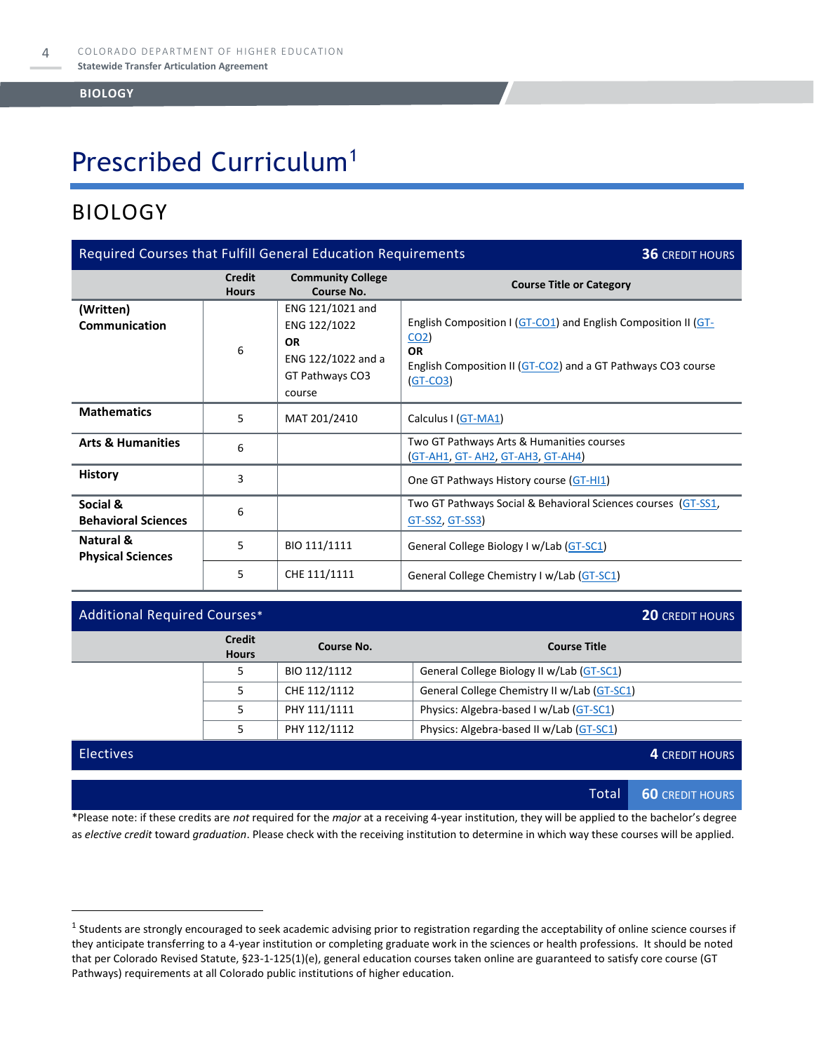# Prescribed Curriculum[1]

## BIOLOGY

| Required Courses that Fulfill General Education Requirements | | | 36 CREDIT HOURS |
|---|---|---|---|
| | **Credit Hours** | **Community College Course No.** | **Course Title or Category** |
| **(Written) Communication** | 6 | ENG 121/1021 and ENG 122/1022 **OR** ENG 122/1022 and a GT Pathways CO3 course | English Composition I (GT-CO1) and English Composition II (GT-CO2) **OR** English Composition II (GT-CO2) and a GT Pathways CO3 course (GT-CO3) |
| **Mathematics** | 5 | MAT 201/2410 | Calculus I (GT-MA1) |
| **Arts & Humanities** | 6 | | Two GT Pathways Arts & Humanities courses (GT-AH1, GT- AH2, GT-AH3, GT-AH4) |
| **History** | 3 | | One GT Pathways History course (GT-HI1) |
| **Social & Behavioral Sciences** | 6 | | Two GT Pathways Social & Behavioral Sciences courses (GT-SS1, GT-SS2, GT-SS3) |
| **Natural & Physical Sciences** | 5 | BIO 111/1111 | General College Biology I w/Lab (GT-SC1) |
| | 5 | CHE 111/1111 | General College Chemistry I w/Lab (GT-SC1) |

| Additional Required Courses* | | | 20 CREDIT HOURS |
|---|---|---|---|
| | **Credit Hours** | **Course No.** | **Course Title** |
| | 5 | BIO 112/1112 | General College Biology II w/Lab (GT-SC1) |
| | 5 | CHE 112/1112 | General College Chemistry II w/Lab (GT-SC1) |
| | 5 | PHY 111/1111 | Physics: Algebra-based I w/Lab (GT-SC1) |
| | 5 | PHY 112/1112 | Physics: Algebra-based II w/Lab (GT-SC1) |
| **Electives** | | | **4 CREDIT HOURS** |
| | | **Total** | **60 CREDIT HOURS** |

*Please note: if these credits are *not* required for the *major* at a receiving 4-year institution, they will be applied to the bachelor's degree as *elective credit* toward *graduation*. Please check with the receiving institution to determine in which way these courses will be applied.

---

[1] Students are strongly encouraged to seek academic advising prior to registration regarding the acceptability of online science courses if they anticipate transferring to a 4-year institution or completing graduate work in the sciences or health professions. It should be noted that per Colorado Revised Statute, §23-1-125(1)(e), general education courses taken online are guaranteed to satisfy core course (GT Pathways) requirements at all Colorado public institutions of higher education.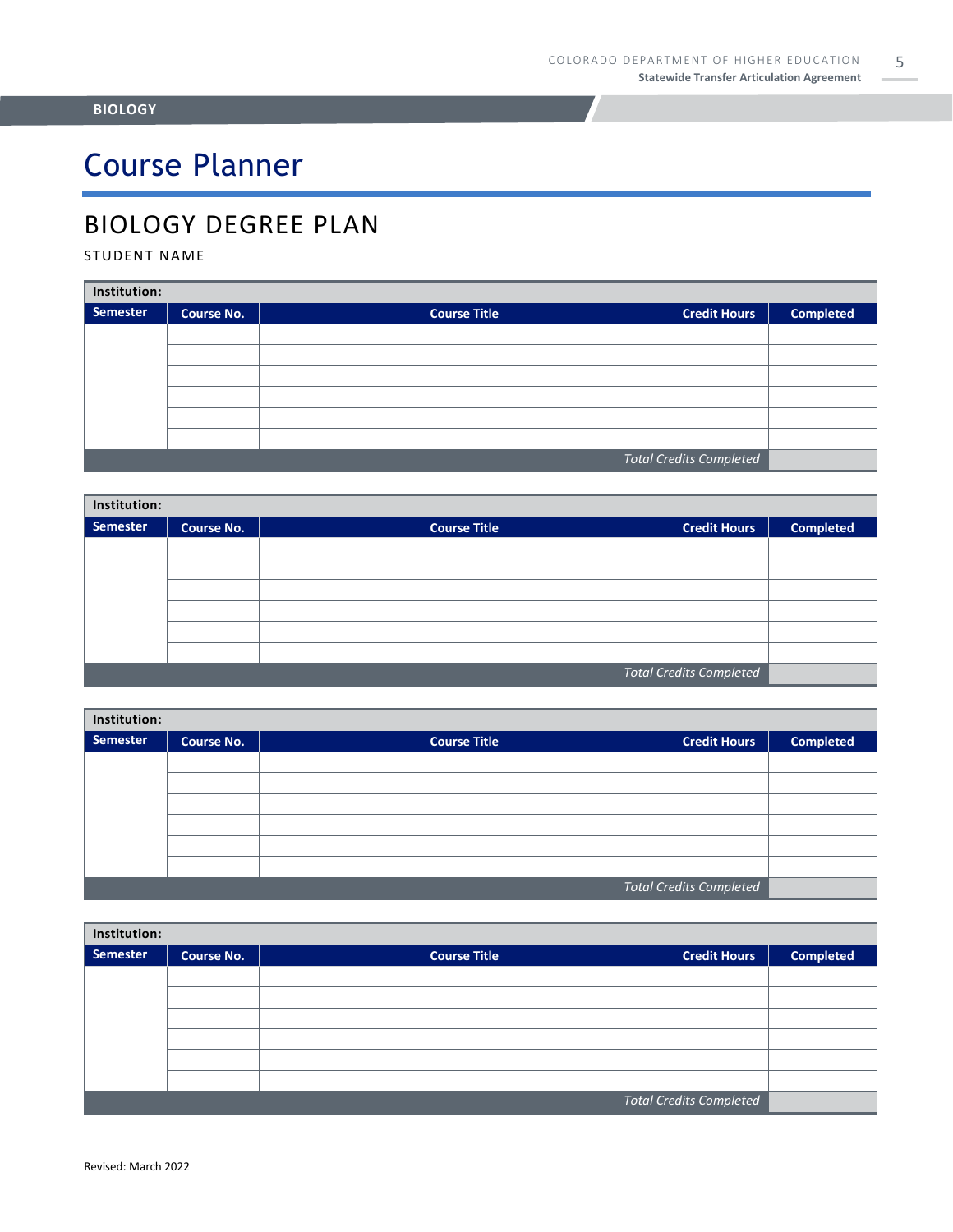**BIOLOGY**

# Course Planner

## BIOLOGY DEGREE PLAN

STUDENT NAME

| **Institution:** | | | | |
|---|---|---|---|---|
| **Semester** | **Course No.** | **Course Title** | **Credit Hours** | **Completed** |
| | | | | |
| | | | | |
| | | | | |
| | | | | |
| | | | | |
| | | | | |
| | | | *Total Credits Completed* | |

| **Institution:** | | | | |
|---|---|---|---|---|
| **Semester** | **Course No.** | **Course Title** | **Credit Hours** | **Completed** |
| | | | | |
| | | | | |
| | | | | |
| | | | | |
| | | | | |
| | | | | |
| | | | *Total Credits Completed* | |

| **Institution:** | | | | |
|---|---|---|---|---|
| **Semester** | **Course No.** | **Course Title** | **Credit Hours** | **Completed** |
| | | | | |
| | | | | |
| | | | | |
| | | | | |
| | | | | |
| | | | | |
| | | | *Total Credits Completed* | |

| **Institution:** | | | | |
|---|---|---|---|---|
| **Semester** | **Course No.** | **Course Title** | **Credit Hours** | **Completed** |
| | | | | |
| | | | | |
| | | | | |
| | | | | |
| | | | | |
| | | | | |
| | | | *Total Credits Completed* | |

Revised: March 2022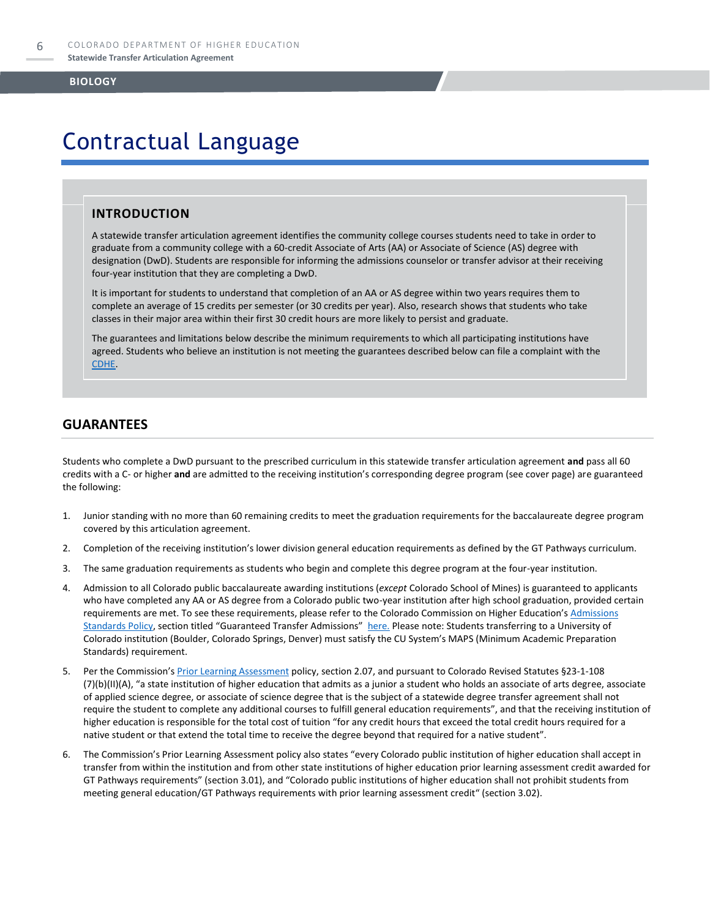# Contractual Language

## INTRODUCTION

A statewide transfer articulation agreement identifies the community college courses students need to take in order to graduate from a community college with a 60-credit Associate of Arts (AA) or Associate of Science (AS) degree with designation (DwD). Students are responsible for informing the admissions counselor or transfer advisor at their receiving four-year institution that they are completing a DwD.

It is important for students to understand that completion of an AA or AS degree within two years requires them to complete an average of 15 credits per semester (or 30 credits per year). Also, research shows that students who take classes in their major area within their first 30 credit hours are more likely to persist and graduate.

The guarantees and limitations below describe the minimum requirements to which all participating institutions have agreed. Students who believe an institution is not meeting the guarantees described below can file a complaint with the CDHE.

## GUARANTEES

Students who complete a DwD pursuant to the prescribed curriculum in this statewide transfer articulation agreement **and** pass all 60 credits with a C- or higher **and** are admitted to the receiving institution's corresponding degree program (see cover page) are guaranteed the following:

1. Junior standing with no more than 60 remaining credits to meet the graduation requirements for the baccalaureate degree program covered by this articulation agreement.
2. Completion of the receiving institution's lower division general education requirements as defined by the GT Pathways curriculum.
3. The same graduation requirements as students who begin and complete this degree program at the four-year institution.
4. Admission to all Colorado public baccalaureate awarding institutions (*except* Colorado School of Mines) is guaranteed to applicants who have completed any AA or AS degree from a Colorado public two-year institution after high school graduation, provided certain requirements are met. To see these requirements, please refer to the Colorado Commission on Higher Education's Admissions Standards Policy, section titled "Guaranteed Transfer Admissions" here. Please note: Students transferring to a University of Colorado institution (Boulder, Colorado Springs, Denver) must satisfy the CU System's MAPS (Minimum Academic Preparation Standards) requirement.
5. Per the Commission's Prior Learning Assessment policy, section 2.07, and pursuant to Colorado Revised Statutes §23-1-108 (7)(b)(II)(A), "a state institution of higher education that admits as a junior a student who holds an associate of arts degree, associate of applied science degree, or associate of science degree that is the subject of a statewide degree transfer agreement shall not require the student to complete any additional courses to fulfill general education requirements", and that the receiving institution of higher education is responsible for the total cost of tuition "for any credit hours that exceed the total credit hours required for a native student or that extend the total time to receive the degree beyond that required for a native student".
6. The Commission's Prior Learning Assessment policy also states "every Colorado public institution of higher education shall accept in transfer from within the institution and from other state institutions of higher education prior learning assessment credit awarded for GT Pathways requirements" (section 3.01), and "Colorado public institutions of higher education shall not prohibit students from meeting general education/GT Pathways requirements with prior learning assessment credit" (section 3.02).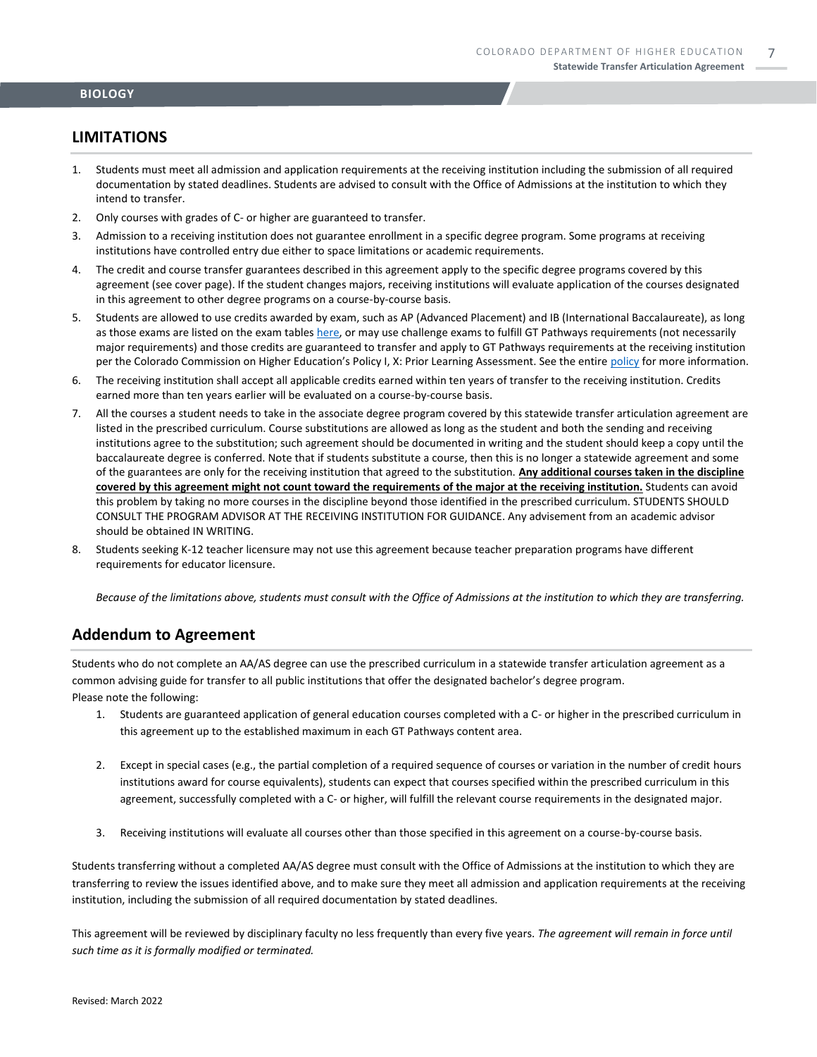BIOLOGY

## LIMITATIONS

1. Students must meet all admission and application requirements at the receiving institution including the submission of all required documentation by stated deadlines. Students are advised to consult with the Office of Admissions at the institution to which they intend to transfer.
2. Only courses with grades of C- or higher are guaranteed to transfer.
3. Admission to a receiving institution does not guarantee enrollment in a specific degree program. Some programs at receiving institutions have controlled entry due either to space limitations or academic requirements.
4. The credit and course transfer guarantees described in this agreement apply to the specific degree programs covered by this agreement (see cover page). If the student changes majors, receiving institutions will evaluate application of the courses designated in this agreement to other degree programs on a course-by-course basis.
5. Students are allowed to use credits awarded by exam, such as AP (Advanced Placement) and IB (International Baccalaureate), as long as those exams are listed on the exam tables here, or may use challenge exams to fulfill GT Pathways requirements (not necessarily major requirements) and those credits are guaranteed to transfer and apply to GT Pathways requirements at the receiving institution per the Colorado Commission on Higher Education's Policy I, X: Prior Learning Assessment. See the entire policy for more information.
6. The receiving institution shall accept all applicable credits earned within ten years of transfer to the receiving institution. Credits earned more than ten years earlier will be evaluated on a course-by-course basis.
7. All the courses a student needs to take in the associate degree program covered by this statewide transfer articulation agreement are listed in the prescribed curriculum. Course substitutions are allowed as long as the student and both the sending and receiving institutions agree to the substitution; such agreement should be documented in writing and the student should keep a copy until the baccalaureate degree is conferred. Note that if students substitute a course, then this is no longer a statewide agreement and some of the guarantees are only for the receiving institution that agreed to the substitution. **Any additional courses taken in the discipline covered by this agreement might not count toward the requirements of the major at the receiving institution.** Students can avoid this problem by taking no more courses in the discipline beyond those identified in the prescribed curriculum. STUDENTS SHOULD CONSULT THE PROGRAM ADVISOR AT THE RECEIVING INSTITUTION FOR GUIDANCE. Any advisement from an academic advisor should be obtained IN WRITING.
8. Students seeking K-12 teacher licensure may not use this agreement because teacher preparation programs have different requirements for educator licensure.

*Because of the limitations above, students must consult with the Office of Admissions at the institution to which they are transferring.*

## Addendum to Agreement

Students who do not complete an AA/AS degree can use the prescribed curriculum in a statewide transfer articulation agreement as a common advising guide for transfer to all public institutions that offer the designated bachelor's degree program.
Please note the following:

1. Students are guaranteed application of general education courses completed with a C- or higher in the prescribed curriculum in this agreement up to the established maximum in each GT Pathways content area.

2. Except in special cases (e.g., the partial completion of a required sequence of courses or variation in the number of credit hours institutions award for course equivalents), students can expect that courses specified within the prescribed curriculum in this agreement, successfully completed with a C- or higher, will fulfill the relevant course requirements in the designated major.

3. Receiving institutions will evaluate all courses other than those specified in this agreement on a course-by-course basis.

Students transferring without a completed AA/AS degree must consult with the Office of Admissions at the institution to which they are transferring to review the issues identified above, and to make sure they meet all admission and application requirements at the receiving institution, including the submission of all required documentation by stated deadlines.

This agreement will be reviewed by disciplinary faculty no less frequently than every five years. *The agreement will remain in force until such time as it is formally modified or terminated.*

Revised: March 2022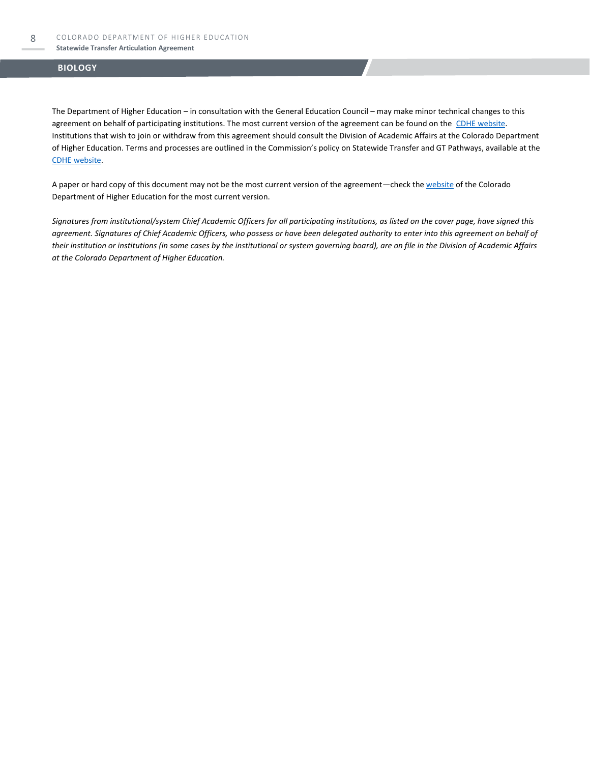## BIOLOGY

The Department of Higher Education – in consultation with the General Education Council – may make minor technical changes to this agreement on behalf of participating institutions. The most current version of the agreement can be found on the CDHE website. Institutions that wish to join or withdraw from this agreement should consult the Division of Academic Affairs at the Colorado Department of Higher Education. Terms and processes are outlined in the Commission's policy on Statewide Transfer and GT Pathways, available at the CDHE website.

A paper or hard copy of this document may not be the most current version of the agreement—check the website of the Colorado Department of Higher Education for the most current version.

*Signatures from institutional/system Chief Academic Officers for all participating institutions, as listed on the cover page, have signed this agreement. Signatures of Chief Academic Officers, who possess or have been delegated authority to enter into this agreement on behalf of their institution or institutions (in some cases by the institutional or system governing board), are on file in the Division of Academic Affairs at the Colorado Department of Higher Education.*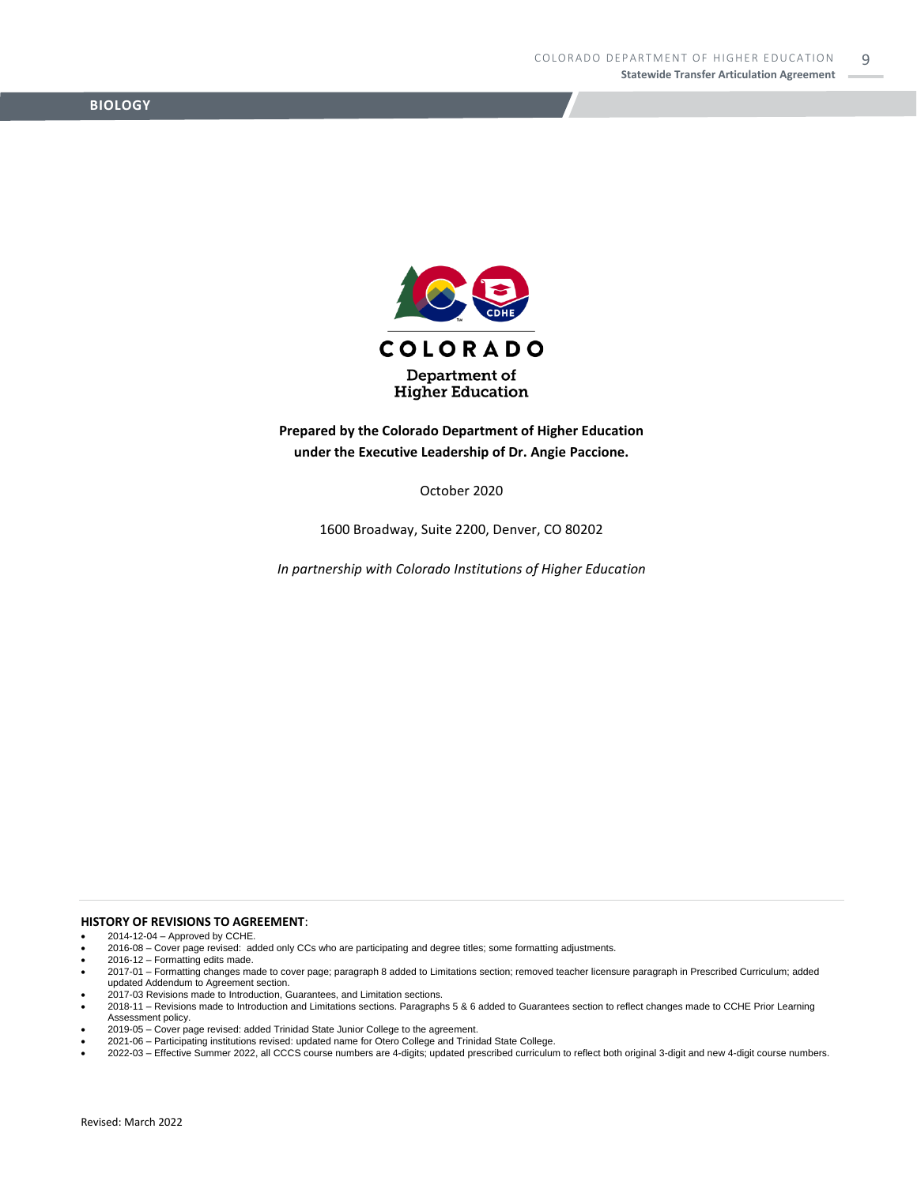COLORADO

Department of Higher Education

**Prepared by the Colorado Department of Higher Education under the Executive Leadership of Dr. Angie Paccione.**

October 2020

1600 Broadway, Suite 2200, Denver, CO 80202

*In partnership with Colorado Institutions of Higher Education*

**HISTORY OF REVISIONS TO AGREEMENT**:

- 2014-12-04 – Approved by CCHE.
- 2016-08 – Cover page revised: added only CCs who are participating and degree titles; some formatting adjustments.
- 2016-12 – Formatting edits made.
- 2017-01 – Formatting changes made to cover page; paragraph 8 added to Limitations section; removed teacher licensure paragraph in Prescribed Curriculum; added updated Addendum to Agreement section.
- 2017-03 Revisions made to Introduction, Guarantees, and Limitation sections.
- 2018-11 – Revisions made to Introduction and Limitations sections. Paragraphs 5 & 6 added to Guarantees section to reflect changes made to CCHE Prior Learning Assessment policy.
- 2019-05 – Cover page revised: added Trinidad State Junior College to the agreement.
- 2021-06 – Participating institutions revised: updated name for Otero College and Trinidad State College.
- 2022-03 – Effective Summer 2022, all CCCS course numbers are 4-digits; updated prescribed curriculum to reflect both original 3-digit and new 4-digit course numbers.

Revised: March 2022